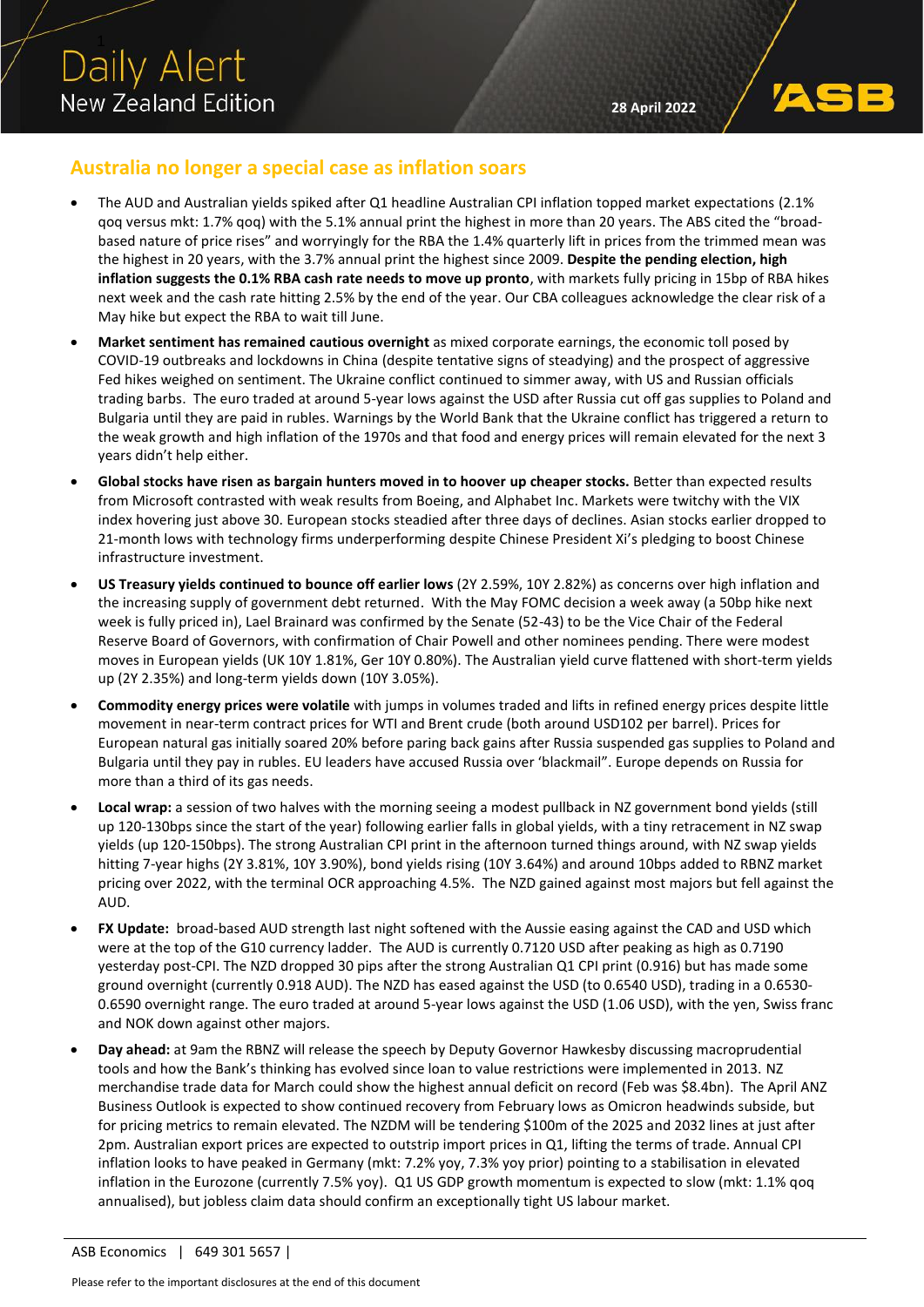# Daily Alert

## New Zealand Edition

28 April 2022

## Australia no longer a special case as inflation soars

- The AUD and Australian yields spiked after Q1 headline Australian CPI inflation topped market expectations (2.1% qoq versus mkt: 1.7% qoq) with the 5.1% annual print the highest in more than 20 years. The ABS cited the "broad-based nature of price rises" and worryingly for the RBA the 1.4% quarterly lift in prices from the trimmed mean was the highest in 20 years, with the 3.7% annual print the highest since 2009. **Despite the pending election, high inflation suggests the 0.1% RBA cash rate needs to move up pronto**, with markets fully pricing in 15bp of RBA hikes next week and the cash rate hitting 2.5% by the end of the year. Our CBA colleagues acknowledge the clear risk of a May hike but expect the RBA to wait till June.
- **Market sentiment has remained cautious overnight** as mixed corporate earnings, the economic toll posed by COVID-19 outbreaks and lockdowns in China (despite tentative signs of steadying) and the prospect of aggressive Fed hikes weighed on sentiment. The Ukraine conflict continued to simmer away, with US and Russian officials trading barbs. The euro traded at around 5-year lows against the USD after Russia cut off gas supplies to Poland and Bulgaria until they are paid in rubles. Warnings by the World Bank that the Ukraine conflict has triggered a return to the weak growth and high inflation of the 1970s and that food and energy prices will remain elevated for the next 3 years didn't help either.
- **Global stocks have risen as bargain hunters moved in to hoover up cheaper stocks.** Better than expected results from Microsoft contrasted with weak results from Boeing, and Alphabet Inc. Markets were twitchy with the VIX index hovering just above 30. European stocks steadied after three days of declines. Asian stocks earlier dropped to 21-month lows with technology firms underperforming despite Chinese President Xi's pledging to boost Chinese infrastructure investment.
- **US Treasury yields continued to bounce off earlier lows** (2Y 2.59%, 10Y 2.82%) as concerns over high inflation and the increasing supply of government debt returned. With the May FOMC decision a week away (a 50bp hike next week is fully priced in), Lael Brainard was confirmed by the Senate (52-43) to be the Vice Chair of the Federal Reserve Board of Governors, with confirmation of Chair Powell and other nominees pending. There were modest moves in European yields (UK 10Y 1.81%, Ger 10Y 0.80%). The Australian yield curve flattened with short-term yields up (2Y 2.35%) and long-term yields down (10Y 3.05%).
- **Commodity energy prices were volatile** with jumps in volumes traded and lifts in refined energy prices despite little movement in near-term contract prices for WTI and Brent crude (both around USD102 per barrel). Prices for European natural gas initially soared 20% before paring back gains after Russia suspended gas supplies to Poland and Bulgaria until they pay in rubles. EU leaders have accused Russia over 'blackmail". Europe depends on Russia for more than a third of its gas needs.
- **Local wrap:** a session of two halves with the morning seeing a modest pullback in NZ government bond yields (still up 120-130bps since the start of the year) following earlier falls in global yields, with a tiny retracement in NZ swap yields (up 120-150bps). The strong Australian CPI print in the afternoon turned things around, with NZ swap yields hitting 7-year highs (2Y 3.81%, 10Y 3.90%), bond yields rising (10Y 3.64%) and around 10bps added to RBNZ market pricing over 2022, with the terminal OCR approaching 4.5%. The NZD gained against most majors but fell against the AUD.
- **FX Update:** broad-based AUD strength last night softened with the Aussie easing against the CAD and USD which were at the top of the G10 currency ladder. The AUD is currently 0.7120 USD after peaking as high as 0.7190 yesterday post-CPI. The NZD dropped 30 pips after the strong Australian Q1 CPI print (0.916) but has made some ground overnight (currently 0.918 AUD). The NZD has eased against the USD (to 0.6540 USD), trading in a 0.6530-0.6590 overnight range. The euro traded at around 5-year lows against the USD (1.06 USD), with the yen, Swiss franc and NOK down against other majors.
- **Day ahead:** at 9am the RBNZ will release the speech by Deputy Governor Hawkesby discussing macroprudential tools and how the Bank's thinking has evolved since loan to value restrictions were implemented in 2013. NZ merchandise trade data for March could show the highest annual deficit on record (Feb was $8.4bn). The April ANZ Business Outlook is expected to show continued recovery from February lows as Omicron headwinds subside, but for pricing metrics to remain elevated. The NZDM will be tendering $100m of the 2025 and 2032 lines at just after 2pm. Australian export prices are expected to outstrip import prices in Q1, lifting the terms of trade. Annual CPI inflation looks to have peaked in Germany (mkt: 7.2% yoy, 7.3% yoy prior) pointing to a stabilisation in elevated inflation in the Eurozone (currently 7.5% yoy). Q1 US GDP growth momentum is expected to slow (mkt: 1.1% qoq annualised), but jobless claim data should confirm an exceptionally tight US labour market.

ASB Economics | 649 301 5657 |

Please refer to the important disclosures at the end of this document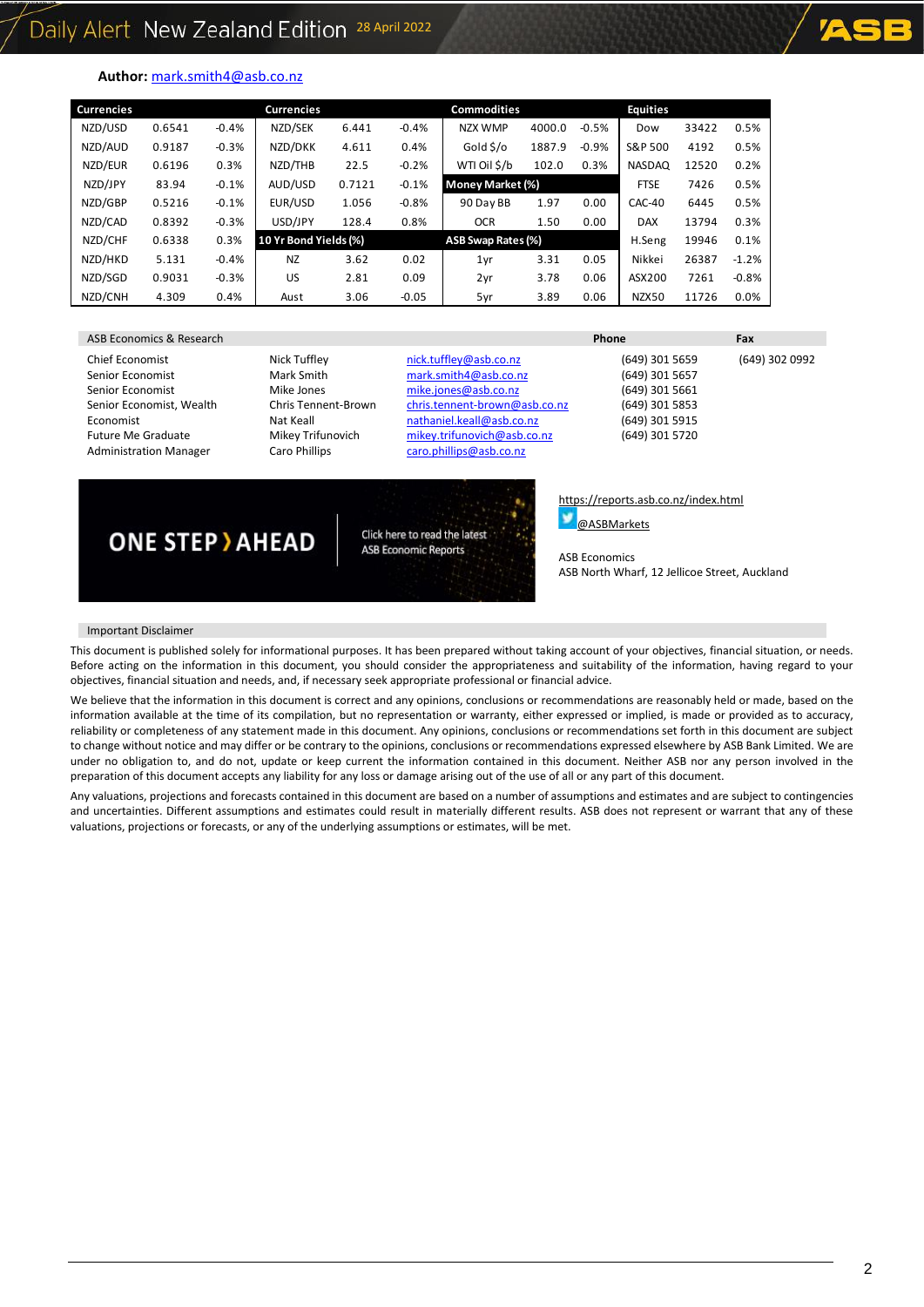Author: [mark.smith4@asb.co.nz](mailto:mark.smith4@asb.co.nz)

| Currencies | | | Currencies | | | Commodities | | | Equities | | |
|---|---|---|---|---|---|---|---|---|---|---|---|
| NZD/USD | 0.6541 | -0.4% | NZD/SEK | 6.441 | -0.4% | NZX WMP | 4000.0 | -0.5% | Dow | 33422 | 0.5% |
| NZD/AUD | 0.9187 | -0.3% | NZD/DKK | 4.611 | 0.4% | Gold $/o | 1887.9 | -0.9% | S&P 500 | 4192 | 0.5% |
| NZD/EUR | 0.6196 | 0.3% | NZD/THB | 22.5 | -0.2% | WTI Oil $/b | 102.0 | 0.3% | NASDAQ | 12520 | 0.2% |
| NZD/JPY | 83.94 | -0.1% | AUD/USD | 0.7121 | -0.1% | **Money Market (%)** | | | FTSE | 7426 | 0.5% |
| NZD/GBP | 0.5216 | -0.1% | EUR/USD | 1.056 | -0.8% | 90 Day BB | 1.97 | 0.00 | CAC-40 | 6445 | 0.5% |
| NZD/CAD | 0.8392 | -0.3% | USD/JPY | 128.4 | 0.8% | OCR | 1.50 | 0.00 | DAX | 13794 | 0.3% |
| NZD/CHF | 0.6338 | 0.3% | **10 Yr Bond Yields (%)** | | | **ASB Swap Rates (%)** | | | H.Seng | 19946 | 0.1% |
| NZD/HKD | 5.131 | -0.4% | NZ | 3.62 | 0.02 | 1yr | 3.31 | 0.05 | Nikkei | 26387 | -1.2% |
| NZD/SGD | 0.9031 | -0.3% | US | 2.81 | 0.09 | 2yr | 3.78 | 0.06 | ASX200 | 7261 | -0.8% |
| NZD/CNH | 4.309 | 0.4% | Aust | 3.06 | -0.05 | 5yr | 3.89 | 0.06 | NZX50 | 11726 | 0.0% |

| ASB Economics & Research | | | Phone | Fax |
|---|---|---|---|---|
| Chief Economist | Nick Tuffley | nick.tuffley@asb.co.nz | (649) 301 5659 | (649) 302 0992 |
| Senior Economist | Mark Smith | mark.smith4@asb.co.nz | (649) 301 5657 | |
| Senior Economist | Mike Jones | mike.jones@asb.co.nz | (649) 301 5661 | |
| Senior Economist, Wealth | Chris Tennent-Brown | chris.tennent-brown@asb.co.nz | (649) 301 5853 | |
| Economist | Nat Keall | nathaniel.keall@asb.co.nz | (649) 301 5915 | |
| Future Me Graduate | Mikey Trifunovich | mikey.trifunovich@asb.co.nz | (649) 301 5720 | |
| Administration Manager | Caro Phillips | caro.phillips@asb.co.nz | | |

ONE STEP ❯ AHEAD

Click here to read the latest ASB Economic Reports

https://reports.asb.co.nz/index.html

@ASBMarkets

ASB Economics
ASB North Wharf, 12 Jellicoe Street, Auckland

## Important Disclaimer

This document is published solely for informational purposes. It has been prepared without taking account of your objectives, financial situation, or needs. Before acting on the information in this document, you should consider the appropriateness and suitability of the information, having regard to your objectives, financial situation and needs, and, if necessary seek appropriate professional or financial advice.

We believe that the information in this document is correct and any opinions, conclusions or recommendations are reasonably held or made, based on the information available at the time of its compilation, but no representation or warranty, either expressed or implied, is made or provided as to accuracy, reliability or completeness of any statement made in this document. Any opinions, conclusions or recommendations set forth in this document are subject to change without notice and may differ or be contrary to the opinions, conclusions or recommendations expressed elsewhere by ASB Bank Limited. We are under no obligation to, and do not, update or keep current the information contained in this document. Neither ASB nor any person involved in the preparation of this document accepts any liability for any loss or damage arising out of the use of all or any part of this document.

Any valuations, projections and forecasts contained in this document are based on a number of assumptions and estimates and are subject to contingencies and uncertainties. Different assumptions and estimates could result in materially different results. ASB does not represent or warrant that any of these valuations, projections or forecasts, or any of the underlying assumptions or estimates, will be met.